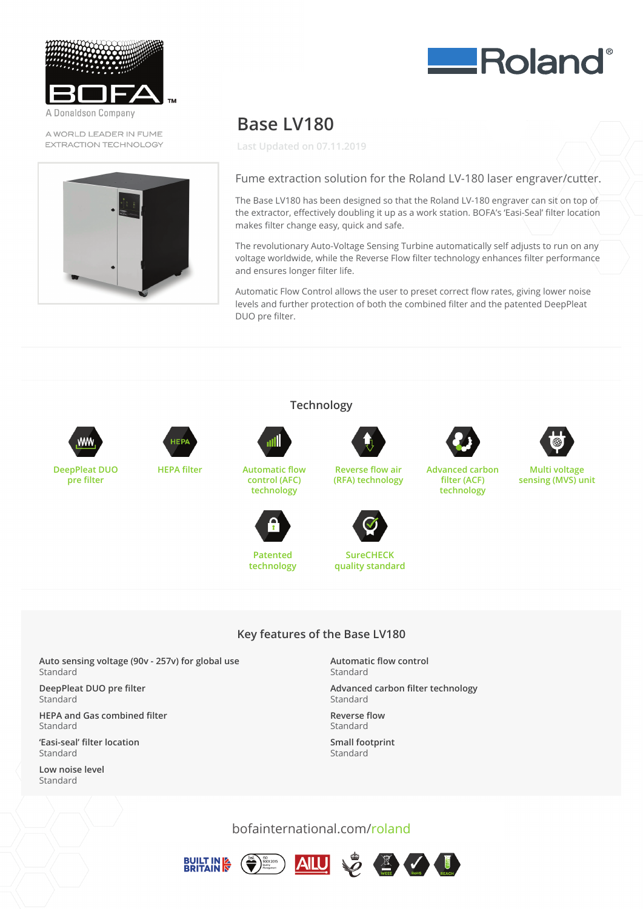BOFA

A Donaldson Company

A WORLD LEADER IN FUME EXTRACTION TECHNOLOGY

Roland®

# Base LV180

Last Updated on 07.11.2019

## Fume extraction solution for the Roland LV-180 laser engraver/cutter.

The Base LV180 has been designed so that the Roland LV-180 engraver can sit on top of the extractor, effectively doubling it up as a work station. BOFA's 'Easi-Seal' filter location makes filter change easy, quick and safe.

The revolutionary Auto-Voltage Sensing Turbine automatically self adjusts to run on any voltage worldwide, while the Reverse Flow filter technology enhances filter performance and ensures longer filter life.

Automatic Flow Control allows the user to preset correct flow rates, giving lower noise levels and further protection of both the combined filter and the patented DeepPleat DUO pre filter.

## Technology

- DeepPleat DUO pre filter
- HEPA filter
- Automatic flow control (AFC) technology
- Reverse flow air (RFA) technology
- Advanced carbon filter (ACF) technology
- Multi voltage sensing (MVS) unit
- Patented technology
- SureCHECK quality standard

## Key features of the Base LV180

**Auto sensing voltage (90v - 257v) for global use**
Standard

**DeepPleat DUO pre filter**
Standard

**HEPA and Gas combined filter**
Standard

**'Easi-seal' filter location**
Standard

**Low noise level**
Standard

**Automatic flow control**
Standard

**Advanced carbon filter technology**
Standard

**Reverse flow**
Standard

**Small footprint**
Standard

bofainternational.com/roland

BUILT IN BRITAIN | ISO 9001:2015 | AILU | WEEE | RoHS | REACH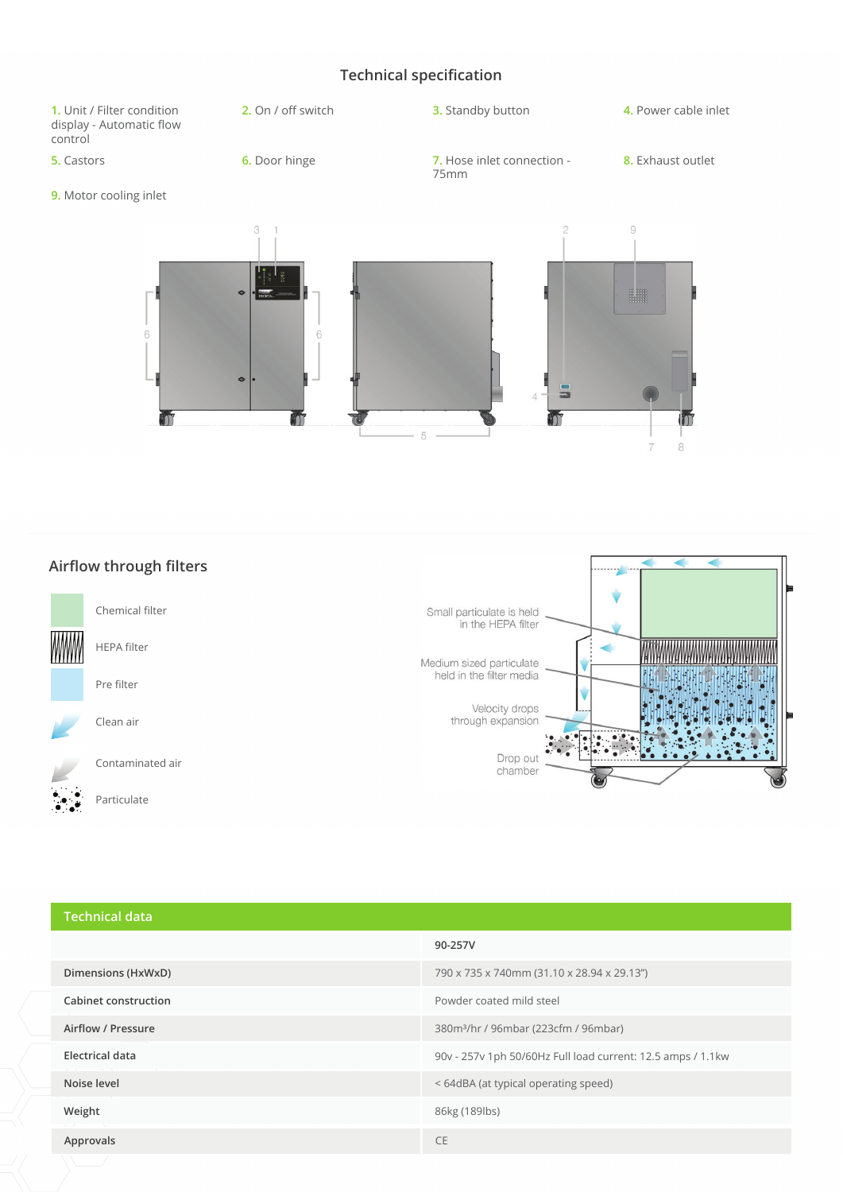## Technical specification

1. Unit / Filter condition display - Automatic flow control
2. On / off switch
3. Standby button
4. Power cable inlet
5. Castors
6. Door hinge
7. Hose inlet connection - 75mm
8. Exhaust outlet
9. Motor cooling inlet

## Airflow through filters

- Chemical filter
- HEPA filter
- Pre filter
- Clean air
- Contaminated air
- Particulate

Small particulate is held in the HEPA filter

Medium sized particulate held in the filter media

Velocity drops through expansion

Drop out chamber

## Technical data

| | 90-257V |
|---|---|
| Dimensions (HxWxD) | 790 x 735 x 740mm (31.10 x 28.94 x 29.13") |
| Cabinet construction | Powder coated mild steel |
| Airflow / Pressure | 380m³/hr / 96mbar (223cfm / 96mbar) |
| Electrical data | 90v - 257v 1ph 50/60Hz Full load current: 12.5 amps / 1.1kw |
| Noise level | < 64dBA (at typical operating speed) |
| Weight | 86kg (189lbs) |
| Approvals | CE |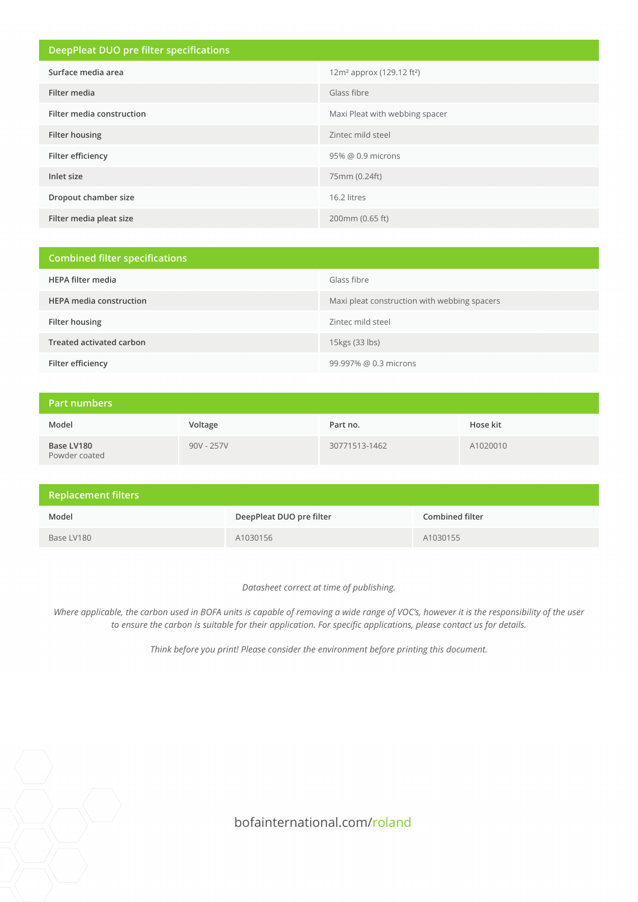## DeepPleat DUO pre filter specifications

| | |
|---|---|
| Surface media area | 12m² approx (129.12 ft²) |
| Filter media | Glass fibre |
| Filter media construction | Maxi Pleat with webbing spacer |
| Filter housing | Zintec mild steel |
| Filter efficiency | 95% @ 0.9 microns |
| Inlet size | 75mm (0.24ft) |
| Dropout chamber size | 16.2 litres |
| Filter media pleat size | 200mm (0.65 ft) |

## Combined filter specifications

| | |
|---|---|
| HEPA filter media | Glass fibre |
| HEPA media construction | Maxi pleat construction with webbing spacers |
| Filter housing | Zintec mild steel |
| Treated activated carbon | 15kgs (33 lbs) |
| Filter efficiency | 99.997% @ 0.3 microns |

## Part numbers

| Model | Voltage | Part no. | Hose kit |
|---|---|---|---|
| **Base LV180** Powder coated | 90V - 257V | 30771513-1462 | A1020010 |

## Replacement filters

| Model | DeepPleat DUO pre filter | Combined filter |
|---|---|---|
| Base LV180 | A1030156 | A1030155 |

*Datasheet correct at time of publishing.*

*Where applicable, the carbon used in BOFA units is capable of removing a wide range of VOC's, however it is the responsibility of the user to ensure the carbon is suitable for their application. For specific applications, please contact us for details.*

*Think before you print! Please consider the environment before printing this document.*

bofainternational.com/roland